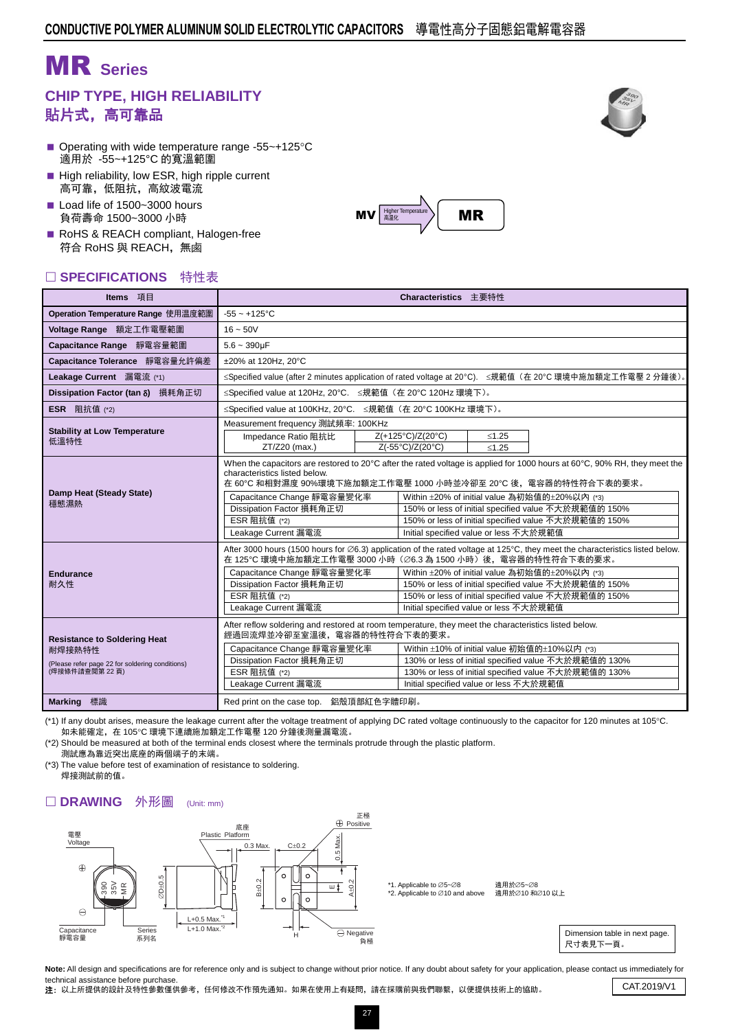# MR Series

## CHIP TYPE, HIGH RELIABILITY
## 貼片式，高可靠品

- Operating with wide temperature range -55~+125°C
  適用於 -55~+125°C 的寬溫範圍
- High reliability, low ESR, high ripple current
  高可靠，低阻抗，高紋波電流
- Load life of 1500~3000 hours
  負荷壽命 1500~3000 小時
- RoHS & REACH compliant, Halogen-free
  符合 RoHS 與 REACH，無鹵

MV → Higher Temperature 高溫化 → MR

## □ SPECIFICATIONS 特性表

| Items 項目 | Characteristics 主要特性 |
|---|---|
| Operation Temperature Range 使用溫度範圍 | -55 ~ +125°C |
| Voltage Range 額定工作電壓範圍 | 16 ~ 50V |
| Capacitance Range 靜電容量範圍 | 5.6 ~ 390μF |
| Capacitance Tolerance 靜電容量允許偏差 | ±20% at 120Hz, 20°C |
| Leakage Current 漏電流 (*1) | ≤Specified value (after 2 minutes application of rated voltage at 20°C). ≤規範值（在 20°C 環境中施加額定工作電壓 2 分鐘後）。 |
| Dissipation Factor (tan δ) 損耗角正切 | ≤Specified value at 120Hz, 20°C. ≤規範值（在 20°C 120Hz 環境下）。 |
| ESR 阻抗值 (*2) | ≤Specified value at 100KHz, 20°C. ≤規範值（在 20°C 100KHz 環境下）。 |
| Stability at Low Temperature 低溫特性 | Measurement frequency 測試頻率: 100KHz<br>Impedance Ratio 阻抗比 ZT/Z20 (max.): Z(+125°C)/Z(20°C) ≤1.25; Z(-55°C)/Z(20°C) ≤1.25 |
| Damp Heat (Steady State) 穩態濕熱 | When the capacitors are restored to 20°C after the rated voltage is applied for 1000 hours at 60°C, 90% RH, they meet the characteristics listed below.<br>在 60°C 和相對濕度 90%環境下施加額定工作電壓 1000 小時並冷卻至 20°C 後，電容器的特性符合下表的要求。<br>Capacitance Change 靜電容量變化率: Within ±20% of initial value 為初始值的±20%以內 (*3)<br>Dissipation Factor 損耗角正切: 150% or less of initial specified value 不大於規範值的 150%<br>ESR 阻抗值 (*2): 150% or less of initial specified value 不大於規範值的 150%<br>Leakage Current 漏電流: Initial specified value or less 不大於規範值 |
| Endurance 耐久性 | After 3000 hours (1500 hours for ∅6.3) application of the rated voltage at 125°C, they meet the characteristics listed below.<br>在 125°C 環境中施加額定工作電壓 3000 小時（∅6.3 為 1500 小時）後，電容器的特性符合下表的要求。<br>Capacitance Change 靜電容量變化率: Within ±20% of initial value 為初始值的±20%以內 (*3)<br>Dissipation Factor 損耗角正切: 150% or less of initial specified value 不大於規範值的 150%<br>ESR 阻抗值 (*2): 150% or less of initial specified value 不大於規範值的 150%<br>Leakage Current 漏電流: Initial specified value or less 不大於規範值 |
| Resistance to Soldering Heat 耐焊接熱特性<br>(Please refer page 22 for soldering conditions)<br>(焊接條件請查閱第 22 頁) | After reflow soldering and restored at room temperature, they meet the characteristics listed below.<br>經過回流焊並冷卻至室溫後，電容器的特性符合下表的要求。<br>Capacitance Change 靜電容量變化率: Within ±10% of initial value 初始值的±10%以內 (*3)<br>Dissipation Factor 損耗角正切: 130% or less of initial specified value 不大於規範值的 130%<br>ESR 阻抗值 (*2): 130% or less of initial specified value 不大於規範值的 130%<br>Leakage Current 漏電流: Initial specified value or less 不大於規範值 |
| Marking 標識 | Red print on the case top. 鋁殼頂部紅色字體印刷。 |

(*1) If any doubt arises, measure the leakage current after the voltage treatment of applying DC rated voltage continuously to the capacitor for 120 minutes at 105°C.
如未能確定，在 105°C 環境下連續施加額定電壓 120 分鐘後測量漏電流。
(*2) Should be measured at both of the terminal ends closest where the terminals protrude through the plastic platform.
測試應為靠近突出底座的兩個端子的末端。
(*3) The value before test of examination of resistance to soldering.
焊接測試前的值。

## □ DRAWING 外形圖 (Unit: mm)

電壓 Voltage; Capacitance 靜電容量; Series 系列名; 底座 Plastic Platform; 0.3 Max.; C±0.2; 0.5 Max.; 正極 Positive; ⊖ Negative 負極; ∅D±0.5; B±0.2; E; A±0.2; H; L+0.5 Max.*1; L+1.0 Max.*2

*1. Applicable to ∅5~∅8 適用於∅5~∅8
*2. Applicable to ∅10 and above 適用於∅10 和∅10 以上

Dimension table in next page.
尺寸表見下一頁。

**Note:** All design and specifications are for reference only and is subject to change without prior notice. If any doubt about safety for your application, please contact us immediately for technical assistance before purchase.
**注：** 以上所提供的設計及特性參數僅供參考，任何修改不作預先通知。如果在使用上有疑問，請在採購前與我們聯繫，以便提供技術上的協助。

CAT.2019/V1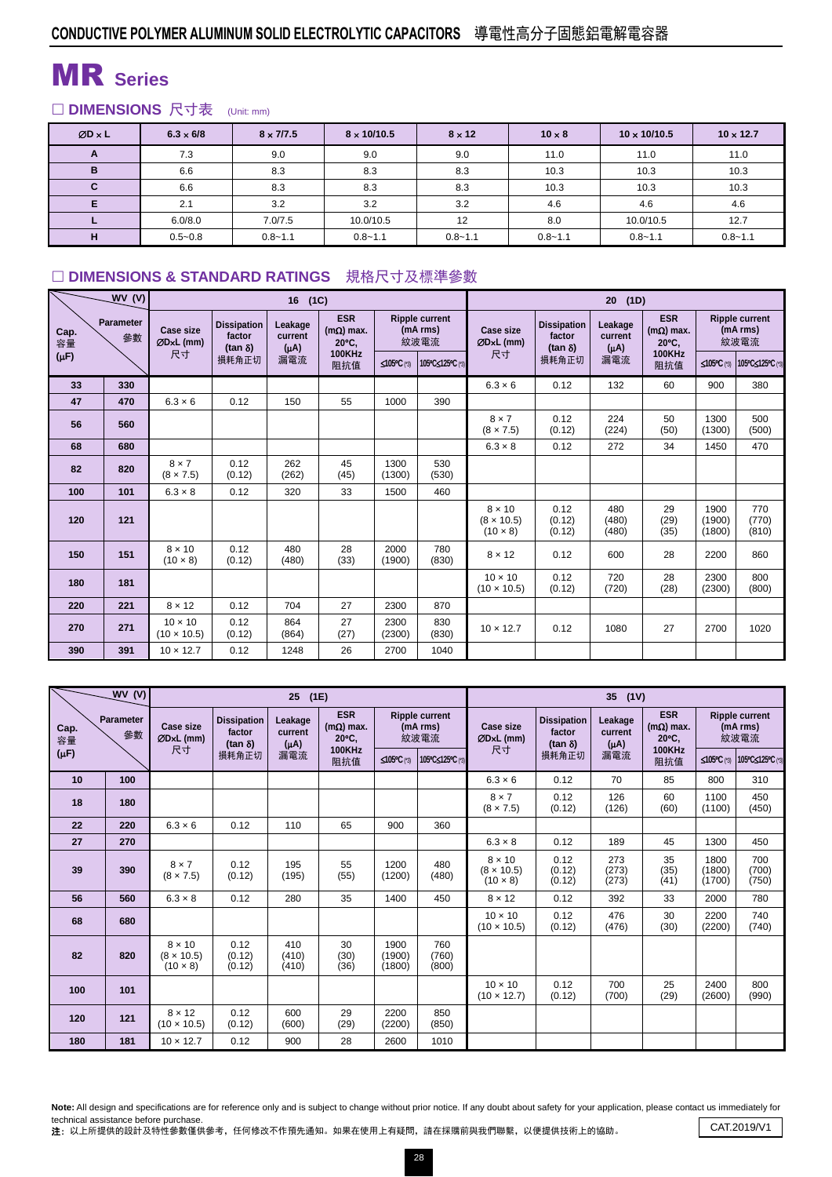## CONDUCTIVE POLYMER ALUMINUM SOLID ELECTROLYTIC CAPACITORS 導電性高分子固態鋁電解電容器

# MR Series

### □ DIMENSIONS 尺寸表 (Unit: mm)

| ØD x L | 6.3 x 6/8 | 8 x 7/7.5 | 8 x 10/10.5 | 8 x 12 | 10 x 8 | 10 x 10/10.5 | 10 x 12.7 |
|---|---|---|---|---|---|---|---|
| A | 7.3 | 9.0 | 9.0 | 9.0 | 11.0 | 11.0 | 11.0 |
| B | 6.6 | 8.3 | 8.3 | 8.3 | 10.3 | 10.3 | 10.3 |
| C | 6.6 | 8.3 | 8.3 | 8.3 | 10.3 | 10.3 | 10.3 |
| E | 2.1 | 3.2 | 3.2 | 3.2 | 4.6 | 4.6 | 4.6 |
| L | 6.0/8.0 | 7.0/7.5 | 10.0/10.5 | 12 | 8.0 | 10.0/10.5 | 12.7 |
| H | 0.5~0.8 | 0.8~1.1 | 0.8~1.1 | 0.8~1.1 | 0.8~1.1 | 0.8~1.1 | 0.8~1.1 |

### □ DIMENSIONS & STANDARD RATINGS 規格尺寸及標準參數

| Cap. 容量 (μF) | WV (V) / Parameter 參數 | 16 (1C) Case size ØDxL (mm) 尺寸 | 16 (1C) Dissipation factor (tan δ) 損耗角正切 | 16 (1C) Leakage current (μA) 漏電流 | 16 (1C) ESR (mΩ) max. 20°C, 100KHz 阻抗值 | 16 (1C) Ripple current (mA rms) 紋波電流 ≤105°C (*3) | 16 (1C) Ripple current (mA rms) 紋波電流 105°C≤125°C (*3) | 20 (1D) Case size ØDxL (mm) 尺寸 | 20 (1D) Dissipation factor (tan δ) 損耗角正切 | 20 (1D) Leakage current (μA) 漏電流 | 20 (1D) ESR (mΩ) max. 20°C, 100KHz 阻抗值 | 20 (1D) Ripple current (mA rms) 紋波電流 ≤105°C (*3) | 20 (1D) Ripple current (mA rms) 紋波電流 105°C≤125°C (*3) |
|---|---|---|---|---|---|---|---|---|---|---|---|---|---|
| 33 | 330 | | | | | | | 6.3 × 6 | 0.12 | 132 | 60 | 900 | 380 |
| 47 | 470 | 6.3 × 6 | 0.12 | 150 | 55 | 1000 | 390 | | | | | | |
| 56 | 560 | | | | | | | 8 × 7 (8 × 7.5) | 0.12 (0.12) | 224 (224) | 50 (50) | 1300 (1300) | 500 (500) |
| 68 | 680 | | | | | | | 6.3 × 8 | 0.12 | 272 | 34 | 1450 | 470 |
| 82 | 820 | 8 × 7 (8 × 7.5) | 0.12 (0.12) | 262 (262) | 45 (45) | 1300 (1300) | 530 (530) | | | | | | |
| 100 | 101 | 6.3 × 8 | 0.12 | 320 | 33 | 1500 | 460 | | | | | | |
| 120 | 121 | | | | | | | 8 × 10 (8 × 10.5) (10 × 8) | 0.12 (0.12) (0.12) | 480 (480) (480) | 29 (29) (35) | 1900 (1900) (1800) | 770 (770) (810) |
| 150 | 151 | 8 × 10 (10 × 8) | 0.12 (0.12) | 480 (480) | 28 (33) | 2000 (1900) | 780 (830) | 8 × 12 | 0.12 | 600 | 28 | 2200 | 860 |
| 180 | 181 | | | | | | | 10 × 10 (10 × 10.5) | 0.12 (0.12) | 720 (720) | 28 (28) | 2300 (2300) | 800 (800) |
| 220 | 221 | 8 × 12 | 0.12 | 704 | 27 | 2300 | 870 | | | | | | |
| 270 | 271 | 10 × 10 (10 × 10.5) | 0.12 (0.12) | 864 (864) | 27 (27) | 2300 (2300) | 830 (830) | 10 × 12.7 | 0.12 | 1080 | 27 | 2700 | 1020 |
| 390 | 391 | 10 × 12.7 | 0.12 | 1248 | 26 | 2700 | 1040 | | | | | | |

| Cap. 容量 (μF) | WV (V) / Parameter 參數 | 25 (1E) Case size ØDxL (mm) 尺寸 | 25 (1E) Dissipation factor (tan δ) 損耗角正切 | 25 (1E) Leakage current (μA) 漏電流 | 25 (1E) ESR (mΩ) max. 20°C, 100KHz 阻抗值 | 25 (1E) Ripple current (mA rms) 紋波電流 ≤105°C (*3) | 25 (1E) Ripple current (mA rms) 紋波電流 105°C≤125°C (*3) | 35 (1V) Case size ØDxL (mm) 尺寸 | 35 (1V) Dissipation factor (tan δ) 損耗角正切 | 35 (1V) Leakage current (μA) 漏電流 | 35 (1V) ESR (mΩ) max. 20°C, 100KHz 阻抗值 | 35 (1V) Ripple current (mA rms) 紋波電流 ≤105°C (*3) | 35 (1V) Ripple current (mA rms) 紋波電流 105°C≤125°C (*3) |
|---|---|---|---|---|---|---|---|---|---|---|---|---|---|
| 10 | 100 | | | | | | | 6.3 × 6 | 0.12 | 70 | 85 | 800 | 310 |
| 18 | 180 | | | | | | | 8 × 7 (8 × 7.5) | 0.12 (0.12) | 126 (126) | 60 (60) | 1100 (1100) | 450 (450) |
| 22 | 220 | 6.3 × 6 | 0.12 | 110 | 65 | 900 | 360 | | | | | | |
| 27 | 270 | | | | | | | 6.3 × 8 | 0.12 | 189 | 45 | 1300 | 450 |
| 39 | 390 | 8 × 7 (8 × 7.5) | 0.12 (0.12) | 195 (195) | 55 (55) | 1200 (1200) | 480 (480) | 8 × 10 (8 × 10.5) (10 × 8) | 0.12 (0.12) (0.12) | 273 (273) (273) | 35 (35) (41) | 1800 (1800) (1700) | 700 (700) (750) |
| 56 | 560 | 6.3 × 8 | 0.12 | 280 | 35 | 1400 | 450 | 8 × 12 | 0.12 | 392 | 33 | 2000 | 780 |
| 68 | 680 | | | | | | | 10 × 10 (10 × 10.5) | 0.12 (0.12) | 476 (476) | 30 (30) | 2200 (2200) | 740 (740) |
| 82 | 820 | 8 × 10 (8 × 10.5) (10 × 8) | 0.12 (0.12) (0.12) | 410 (410) (410) | 30 (30) (36) | 1900 (1900) (1800) | 760 (760) (800) | | | | | | |
| 100 | 101 | | | | | | | 10 × 10 (10 × 12.7) | 0.12 (0.12) | 700 (700) | 25 (29) | 2400 (2600) | 800 (990) |
| 120 | 121 | 8 × 12 (10 × 10.5) | 0.12 (0.12) | 600 (600) | 29 (29) | 2200 (2200) | 850 (850) | | | | | | |
| 180 | 181 | 10 × 12.7 | 0.12 | 900 | 28 | 2600 | 1010 | | | | | | |

**Note:** All design and specifications are for reference only and is subject to change without prior notice. If any doubt about safety for your application, please contact us immediately for technical assistance before purchase.

**注**：以上所提供的設計及特性參數僅供參考，任何修改不作預先通知。如果在使用上有疑問，請在採購前與我們聯繫，以便提供技術上的協助。

CAT.2019/V1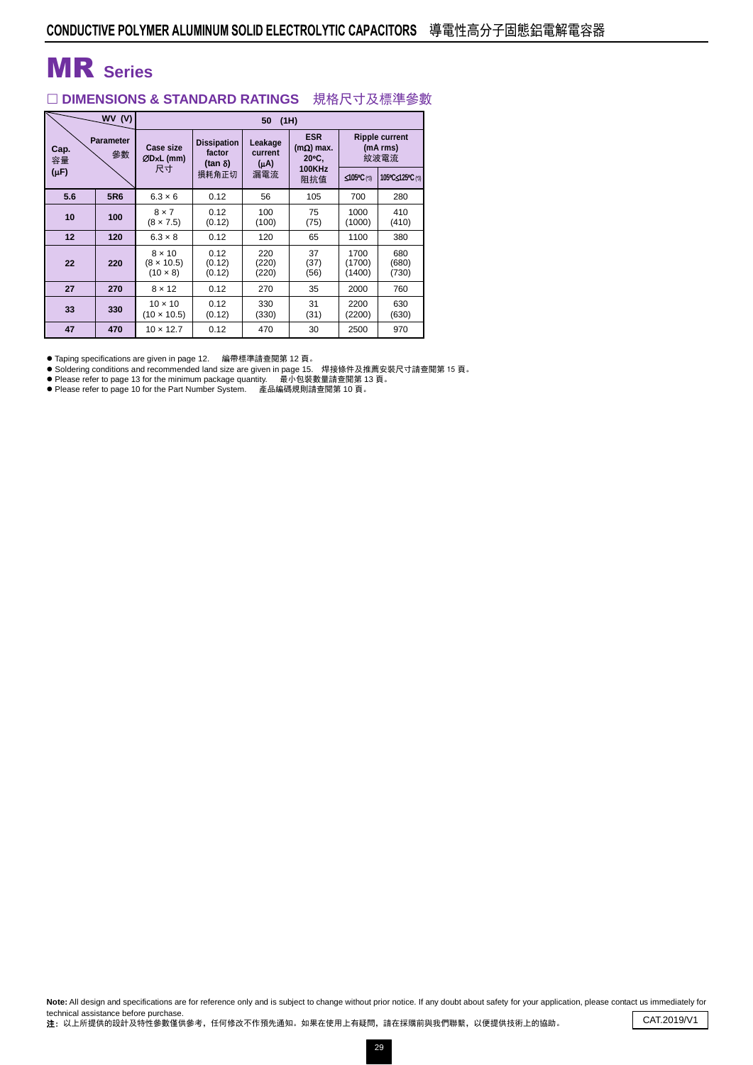# MR Series

## □ DIMENSIONS & STANDARD RATINGS　規格尺寸及標準參數

| WV (V) / Cap. 容量 (μF) | Parameter 參數 | 50 (1H) Case size ØDxL (mm) 尺寸 | Dissipation factor (tan δ) 損耗角正切 | Leakage current (μA) 漏電流 | ESR (mΩ) max. 20°C, 100KHz 阻抗值 | Ripple current (mA rms) 紋波電流 ≤105°C (*3) | 105°C<≤125°C (*3) |
|---|---|---|---|---|---|---|---|
| 5.6 | 5R6 | 6.3 × 6 | 0.12 | 56 | 105 | 700 | 280 |
| 10 | 100 | 8 × 7 (8 × 7.5) | 0.12 (0.12) | 100 (100) | 75 (75) | 1000 (1000) | 410 (410) |
| 12 | 120 | 6.3 × 8 | 0.12 | 120 | 65 | 1100 | 380 |
| 22 | 220 | 8 × 10 (8 × 10.5) (10 × 8) | 0.12 (0.12) (0.12) | 220 (220) (220) | 37 (37) (56) | 1700 (1700) (1400) | 680 (680) (730) |
| 27 | 270 | 8 × 12 | 0.12 | 270 | 35 | 2000 | 760 |
| 33 | 330 | 10 × 10 (10 × 10.5) | 0.12 (0.12) | 330 (330) | 31 (31) | 2200 (2200) | 630 (630) |
| 47 | 470 | 10 × 12.7 | 0.12 | 470 | 30 | 2500 | 970 |

- Taping specifications are given in page 12.　編帶標準請查閱第 12 頁。
- Soldering conditions and recommended land size are given in page 15.　焊接條件及推薦安裝尺寸請查閱第 15 頁。
- Please refer to page 13 for the minimum package quantity.　最小包裝數量請查閱第 13 頁。
- Please refer to page 10 for the Part Number System.　產品編碼規則請查閱第 10 頁。

**Note:** All design and specifications are for reference only and is subject to change without prior notice. If any doubt about safety for your application, please contact us immediately for technical assistance before purchase.
**注：** 以上所提供的設計及特性參數僅供參考，任何修改不作預先通知。如果在使用上有疑問，請在採購前與我們聯繫，以便提供技術上的協助。

CAT.2019/V1